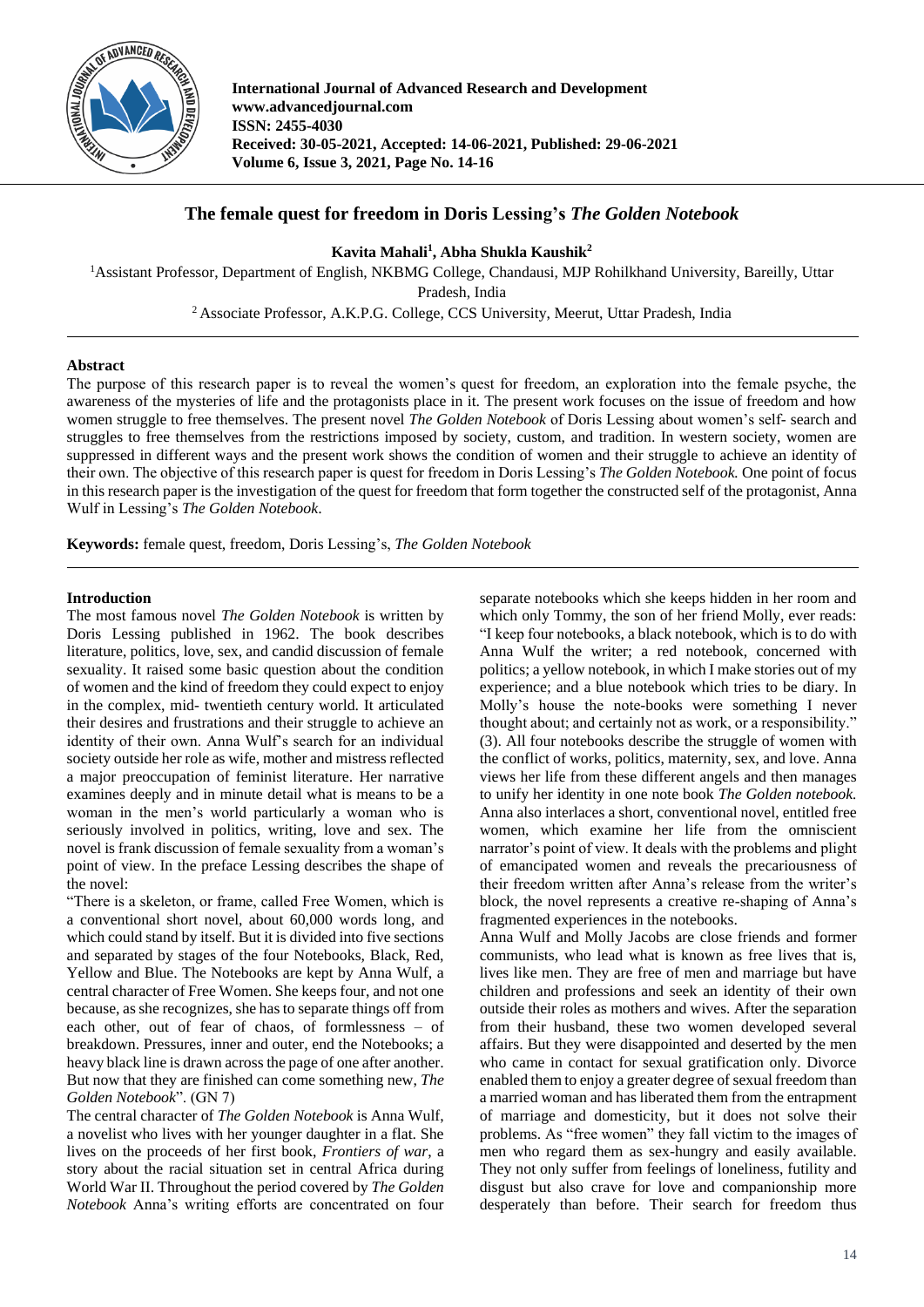# The female quest for freedom in Doris Lessing's *The Golden Notebook*

**Kavita Mahali[1], Abha Shukla Kaushik[2]**

[1]Assistant Professor, Department of English, NKBMG College, Chandausi, MJP Rohilkhand University, Bareilly, Uttar Pradesh, India

[2] Associate Professor, A.K.P.G. College, CCS University, Meerut, Uttar Pradesh, India

## Abstract

The purpose of this research paper is to reveal the women's quest for freedom, an exploration into the female psyche, the awareness of the mysteries of life and the protagonists place in it. The present work focuses on the issue of freedom and how women struggle to free themselves. The present novel *The Golden Notebook* of Doris Lessing about women's self- search and struggles to free themselves from the restrictions imposed by society, custom, and tradition. In western society, women are suppressed in different ways and the present work shows the condition of women and their struggle to achieve an identity of their own. The objective of this research paper is quest for freedom in Doris Lessing's *The Golden Notebook.* One point of focus in this research paper is the investigation of the quest for freedom that form together the constructed self of the protagonist, Anna Wulf in Lessing's *The Golden Notebook*.

**Keywords:** female quest, freedom, Doris Lessing's, *The Golden Notebook*

## Introduction

The most famous novel *The Golden Notebook* is written by Doris Lessing published in 1962. The book describes literature, politics, love, sex, and candid discussion of female sexuality. It raised some basic question about the condition of women and the kind of freedom they could expect to enjoy in the complex, mid- twentieth century world. It articulated their desires and frustrations and their struggle to achieve an identity of their own. Anna Wulf's search for an individual society outside her role as wife, mother and mistress reflected a major preoccupation of feminist literature. Her narrative examines deeply and in minute detail what is means to be a woman in the men's world particularly a woman who is seriously involved in politics, writing, love and sex. The novel is frank discussion of female sexuality from a woman's point of view. In the preface Lessing describes the shape of the novel:

"There is a skeleton, or frame, called Free Women, which is a conventional short novel, about 60,000 words long, and which could stand by itself. But it is divided into five sections and separated by stages of the four Notebooks, Black, Red, Yellow and Blue. The Notebooks are kept by Anna Wulf, a central character of Free Women. She keeps four, and not one because, as she recognizes, she has to separate things off from each other, out of fear of chaos, of formlessness – of breakdown. Pressures, inner and outer, end the Notebooks; a heavy black line is drawn across the page of one after another. But now that they are finished can come something new, *The Golden Notebook*". (GN 7)

The central character of *The Golden Notebook* is Anna Wulf, a novelist who lives with her younger daughter in a flat. She lives on the proceeds of her first book, *Frontiers of war*, a story about the racial situation set in central Africa during World War II. Throughout the period covered by *The Golden Notebook* Anna's writing efforts are concentrated on four separate notebooks which she keeps hidden in her room and which only Tommy, the son of her friend Molly, ever reads: "I keep four notebooks, a black notebook, which is to do with Anna Wulf the writer; a red notebook, concerned with politics; a yellow notebook, in which I make stories out of my experience; and a blue notebook which tries to be diary. In Molly's house the note-books were something I never thought about; and certainly not as work, or a responsibility." (3). All four notebooks describe the struggle of women with the conflict of works, politics, maternity, sex, and love. Anna views her life from these different angels and then manages to unify her identity in one note book *The Golden notebook.* Anna also interlaces a short, conventional novel, entitled free women, which examine her life from the omniscient narrator's point of view. It deals with the problems and plight of emancipated women and reveals the precariousness of their freedom written after Anna's release from the writer's block, the novel represents a creative re-shaping of Anna's fragmented experiences in the notebooks.

Anna Wulf and Molly Jacobs are close friends and former communists, who lead what is known as free lives that is, lives like men. They are free of men and marriage but have children and professions and seek an identity of their own outside their roles as mothers and wives. After the separation from their husband, these two women developed several affairs. But they were disappointed and deserted by the men who came in contact for sexual gratification only. Divorce enabled them to enjoy a greater degree of sexual freedom than a married woman and has liberated them from the entrapment of marriage and domesticity, but it does not solve their problems. As "free women" they fall victim to the images of men who regard them as sex-hungry and easily available. They not only suffer from feelings of loneliness, futility and disgust but also crave for love and companionship more desperately than before. Their search for freedom thus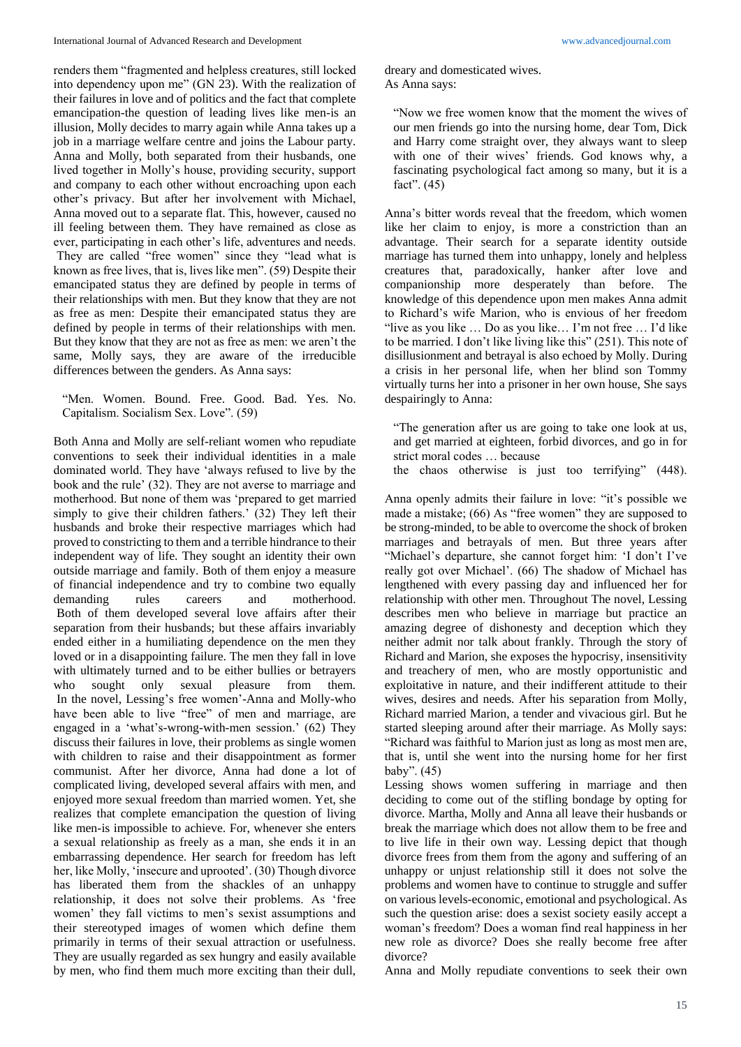renders them "fragmented and helpless creatures, still locked into dependency upon me" (GN 23). With the realization of their failures in love and of politics and the fact that complete emancipation-the question of leading lives like men-is an illusion, Molly decides to marry again while Anna takes up a job in a marriage welfare centre and joins the Labour party. Anna and Molly, both separated from their husbands, one lived together in Molly's house, providing security, support and company to each other without encroaching upon each other's privacy. But after her involvement with Michael, Anna moved out to a separate flat. This, however, caused no ill feeling between them. They have remained as close as ever, participating in each other's life, adventures and needs. They are called "free women" since they "lead what is known as free lives, that is, lives like men". (59) Despite their emancipated status they are defined by people in terms of their relationships with men. But they know that they are not as free as men: Despite their emancipated status they are defined by people in terms of their relationships with men. But they know that they are not as free as men: we aren't the same, Molly says, they are aware of the irreducible differences between the genders. As Anna says:

> "Men. Women. Bound. Free. Good. Bad. Yes. No. Capitalism. Socialism Sex. Love". (59)

Both Anna and Molly are self-reliant women who repudiate conventions to seek their individual identities in a male dominated world. They have 'always refused to live by the book and the rule' (32). They are not averse to marriage and motherhood. But none of them was 'prepared to get married simply to give their children fathers.' (32) They left their husbands and broke their respective marriages which had proved to constricting to them and a terrible hindrance to their independent way of life. They sought an identity their own outside marriage and family. Both of them enjoy a measure of financial independence and try to combine two equally demanding rules careers and motherhood. Both of them developed several love affairs after their separation from their husbands; but these affairs invariably ended either in a humiliating dependence on the men they loved or in a disappointing failure. The men they fall in love with ultimately turned and to be either bullies or betrayers who sought only sexual pleasure from them. In the novel, Lessing's free women'-Anna and Molly-who have been able to live "free" of men and marriage, are engaged in a 'what's-wrong-with-men session.' (62) They discuss their failures in love, their problems as single women with children to raise and their disappointment as former communist. After her divorce, Anna had done a lot of complicated living, developed several affairs with men, and enjoyed more sexual freedom than married women. Yet, she realizes that complete emancipation the question of living like men-is impossible to achieve. For, whenever she enters a sexual relationship as freely as a man, she ends it in an embarrassing dependence. Her search for freedom has left her, like Molly, 'insecure and uprooted'. (30) Though divorce has liberated them from the shackles of an unhappy relationship, it does not solve their problems. As 'free women' they fall victims to men's sexist assumptions and their stereotyped images of women which define them primarily in terms of their sexual attraction or usefulness. They are usually regarded as sex hungry and easily available by men, who find them much more exciting than their dull, dreary and domesticated wives.

As Anna says:

> "Now we free women know that the moment the wives of our men friends go into the nursing home, dear Tom, Dick and Harry come straight over, they always want to sleep with one of their wives' friends. God knows why, a fascinating psychological fact among so many, but it is a fact". (45)

Anna's bitter words reveal that the freedom, which women like her claim to enjoy, is more a constriction than an advantage. Their search for a separate identity outside marriage has turned them into unhappy, lonely and helpless creatures that, paradoxically, hanker after love and companionship more desperately than before. The knowledge of this dependence upon men makes Anna admit to Richard's wife Marion, who is envious of her freedom "live as you like … Do as you like… I'm not free … I'd like to be married. I don't like living like this" (251). This note of disillusionment and betrayal is also echoed by Molly. During a crisis in her personal life, when her blind son Tommy virtually turns her into a prisoner in her own house, She says despairingly to Anna:

> "The generation after us are going to take one look at us, and get married at eighteen, forbid divorces, and go in for strict moral codes … because
> the chaos otherwise is just too terrifying" (448).

Anna openly admits their failure in love: "it's possible we made a mistake; (66) As "free women" they are supposed to be strong-minded, to be able to overcome the shock of broken marriages and betrayals of men. But three years after "Michael's departure, she cannot forget him: 'I don't I've really got over Michael'. (66) The shadow of Michael has lengthened with every passing day and influenced her for relationship with other men. Throughout The novel, Lessing describes men who believe in marriage but practice an amazing degree of dishonesty and deception which they neither admit nor talk about frankly. Through the story of Richard and Marion, she exposes the hypocrisy, insensitivity and treachery of men, who are mostly opportunistic and exploitative in nature, and their indifferent attitude to their wives, desires and needs. After his separation from Molly, Richard married Marion, a tender and vivacious girl. But he started sleeping around after their marriage. As Molly says: "Richard was faithful to Marion just as long as most men are, that is, until she went into the nursing home for her first baby". (45)

Lessing shows women suffering in marriage and then deciding to come out of the stifling bondage by opting for divorce. Martha, Molly and Anna all leave their husbands or break the marriage which does not allow them to be free and to live life in their own way. Lessing depict that though divorce frees from them from the agony and suffering of an unhappy or unjust relationship still it does not solve the problems and women have to continue to struggle and suffer on various levels-economic, emotional and psychological. As such the question arise: does a sexist society easily accept a woman's freedom? Does a woman find real happiness in her new role as divorce? Does she really become free after divorce?

Anna and Molly repudiate conventions to seek their own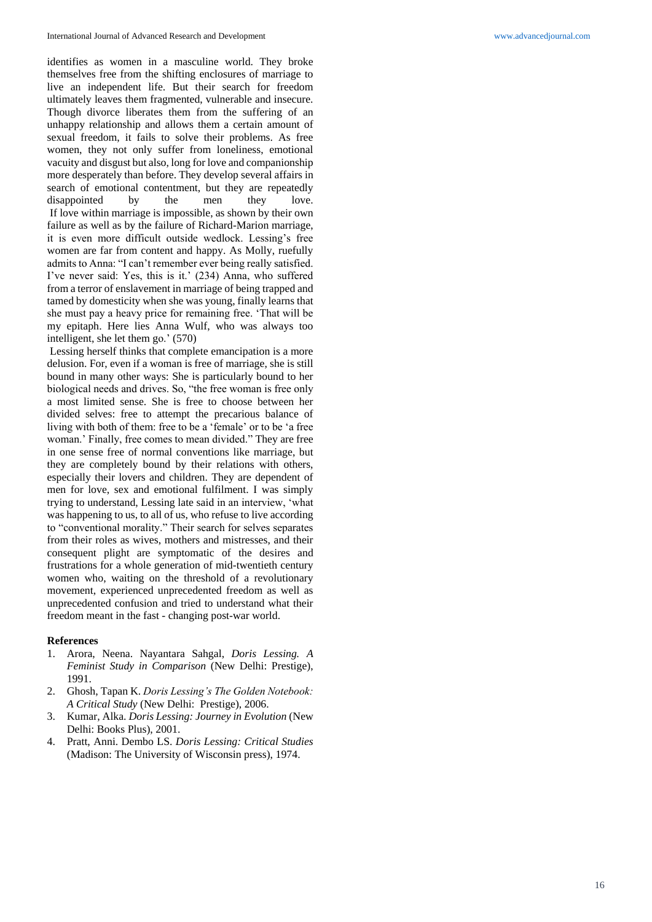identifies as women in a masculine world. They broke themselves free from the shifting enclosures of marriage to live an independent life. But their search for freedom ultimately leaves them fragmented, vulnerable and insecure. Though divorce liberates them from the suffering of an unhappy relationship and allows them a certain amount of sexual freedom, it fails to solve their problems. As free women, they not only suffer from loneliness, emotional vacuity and disgust but also, long for love and companionship more desperately than before. They develop several affairs in search of emotional contentment, but they are repeatedly disappointed by the men they love.

If love within marriage is impossible, as shown by their own failure as well as by the failure of Richard-Marion marriage, it is even more difficult outside wedlock. Lessing's free women are far from content and happy. As Molly, ruefully admits to Anna: "I can't remember ever being really satisfied. I've never said: Yes, this is it.' (234) Anna, who suffered from a terror of enslavement in marriage of being trapped and tamed by domesticity when she was young, finally learns that she must pay a heavy price for remaining free. 'That will be my epitaph. Here lies Anna Wulf, who was always too intelligent, she let them go.' (570)

Lessing herself thinks that complete emancipation is a more delusion. For, even if a woman is free of marriage, she is still bound in many other ways: She is particularly bound to her biological needs and drives. So, "the free woman is free only a most limited sense. She is free to choose between her divided selves: free to attempt the precarious balance of living with both of them: free to be a 'female' or to be 'a free woman.' Finally, free comes to mean divided." They are free in one sense free of normal conventions like marriage, but they are completely bound by their relations with others, especially their lovers and children. They are dependent of men for love, sex and emotional fulfilment. I was simply trying to understand, Lessing late said in an interview, 'what was happening to us, to all of us, who refuse to live according to "conventional morality." Their search for selves separates from their roles as wives, mothers and mistresses, and their consequent plight are symptomatic of the desires and frustrations for a whole generation of mid-twentieth century women who, waiting on the threshold of a revolutionary movement, experienced unprecedented freedom as well as unprecedented confusion and tried to understand what their freedom meant in the fast - changing post-war world.

## References

1. Arora, Neena. Nayantara Sahgal, *Doris Lessing. A Feminist Study in Comparison* (New Delhi: Prestige), 1991.
2. Ghosh, Tapan K. *Doris Lessing's The Golden Notebook: A Critical Study* (New Delhi: Prestige), 2006.
3. Kumar, Alka. *Doris Lessing: Journey in Evolution* (New Delhi: Books Plus), 2001.
4. Pratt, Anni. Dembo LS. *Doris Lessing: Critical Studies* (Madison: The University of Wisconsin press), 1974.